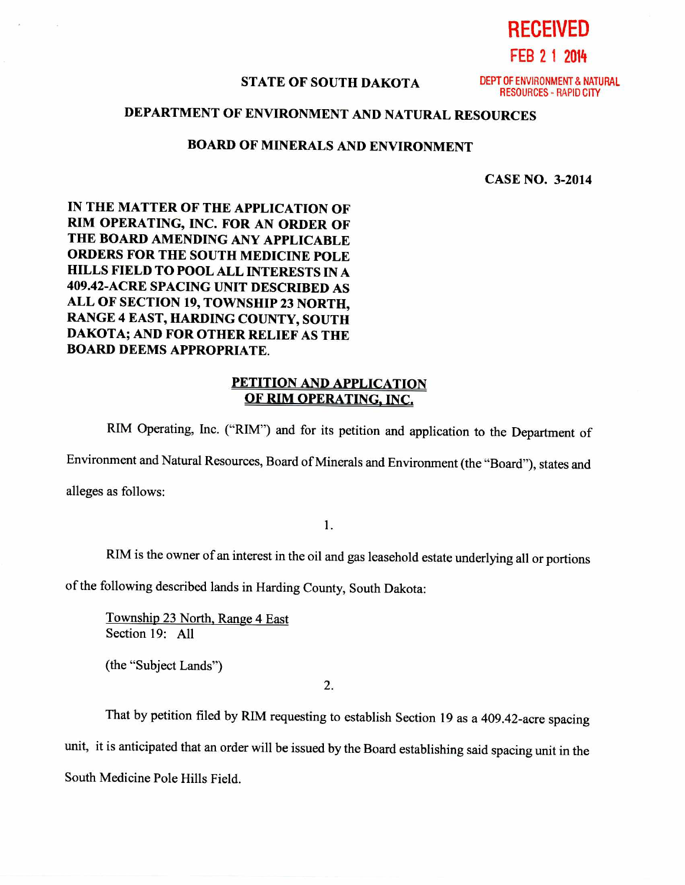RECEIVED

FEB 2 1 2014

DEPT OF ENVIRONMENT & NATURAL RESOURCES - RAPID CITY

**STATE OF SOUTH DAKOTA**

**DEPARTMENT OF ENVIRONMENT AND NATURAL RESOURCES**

**BOARD OF MINERALS AND ENVIRONMENT**

**CASE NO. 3-2014**

**IN THE MATTER OF THE APPLICATION OF RIM OPERATING, INC. FOR AN ORDER OF THE BOARD AMENDING ANY APPLICABLE ORDERS FOR THE SOUTH MEDICINE POLE HILLS FIELD TO POOL ALL INTERESTS IN A 409.42-ACRE SPACING UNIT DESCRIBED AS ALL OF SECTION 19, TOWNSHIP 23 NORTH, RANGE 4 EAST, HARDING COUNTY, SOUTH DAKOTA; AND FOR OTHER RELIEF AS THE BOARD DEEMS APPROPRIATE.**

**PETITION AND APPLICATION OF RIM OPERATING, INC.**

RIM Operating, Inc. ("RIM") and for its petition and application to the Department of Environment and Natural Resources, Board of Minerals and Environment (the "Board"), states and alleges as follows:

1.

RIM is the owner of an interest in the oil and gas leasehold estate underlying all or portions of the following described lands in Harding County, South Dakota:

Township 23 North, Range 4 East
Section 19: All

(the "Subject Lands")

2.

That by petition filed by RIM requesting to establish Section 19 as a 409.42-acre spacing unit, it is anticipated that an order will be issued by the Board establishing said spacing unit in the South Medicine Pole Hills Field.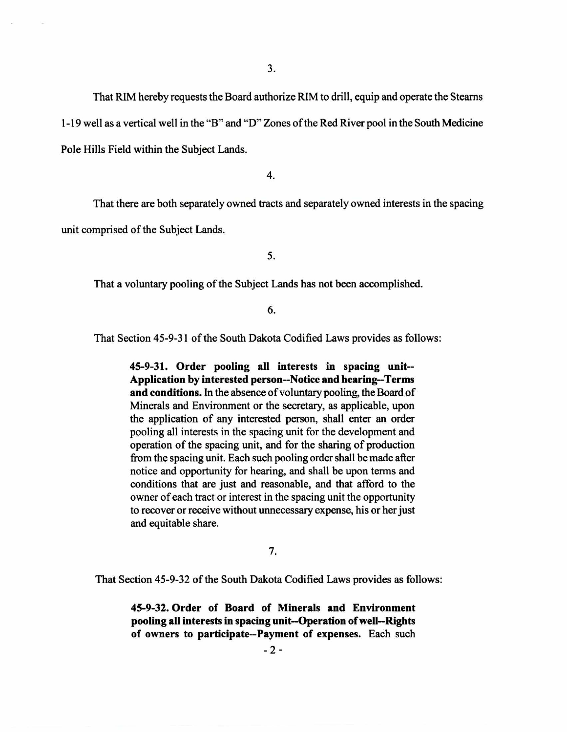3.

That RIM hereby requests the Board authorize RIM to drill, equip and operate the Stearns 1-19 well as a vertical well in the "B" and "D" Zones of the Red River pool in the South Medicine Pole Hills Field within the Subject Lands.

4.

That there are both separately owned tracts and separately owned interests in the spacing unit comprised of the Subject Lands.

5.

That a voluntary pooling of the Subject Lands has not been accomplished.

6.

That Section 45-9-31 of the South Dakota Codified Laws provides as follows:

> **45-9-31. Order pooling all interests in spacing unit--Application by interested person--Notice and hearing--Terms and conditions.** In the absence of voluntary pooling, the Board of Minerals and Environment or the secretary, as applicable, upon the application of any interested person, shall enter an order pooling all interests in the spacing unit for the development and operation of the spacing unit, and for the sharing of production from the spacing unit. Each such pooling order shall be made after notice and opportunity for hearing, and shall be upon terms and conditions that are just and reasonable, and that afford to the owner of each tract or interest in the spacing unit the opportunity to recover or receive without unnecessary expense, his or her just and equitable share.

7.

That Section 45-9-32 of the South Dakota Codified Laws provides as follows:

> **45-9-32. Order of Board of Minerals and Environment pooling all interests in spacing unit--Operation of well--Rights of owners to participate--Payment of expenses.** Each such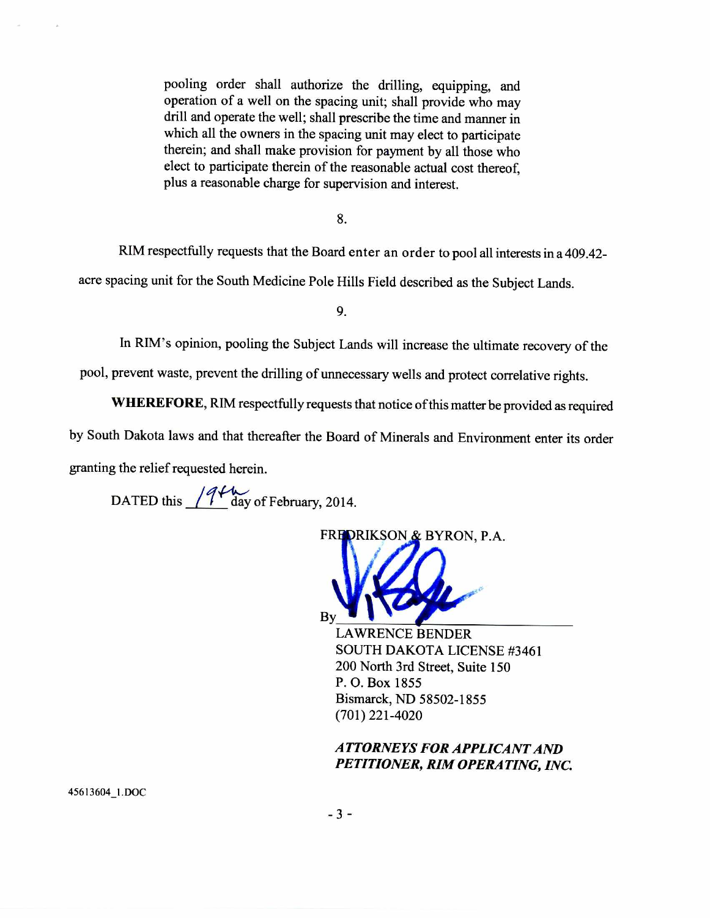pooling order shall authorize the drilling, equipping, and operation of a well on the spacing unit; shall provide who may drill and operate the well; shall prescribe the time and manner in which all the owners in the spacing unit may elect to participate therein; and shall make provision for payment by all those who elect to participate therein of the reasonable actual cost thereof, plus a reasonable charge for supervision and interest.

8.

RIM respectfully requests that the Board enter an order to pool all interests in a 409.42-acre spacing unit for the South Medicine Pole Hills Field described as the Subject Lands.

9.

In RIM's opinion, pooling the Subject Lands will increase the ultimate recovery of the pool, prevent waste, prevent the drilling of unnecessary wells and protect correlative rights.

**WHEREFORE**, RIM respectfully requests that notice of this matter be provided as required by South Dakota laws and that thereafter the Board of Minerals and Environment enter its order granting the relief requested herein.

DATED this 19th day of February, 2014.

FREDRIKSON & BYRON, P.A.

By ______________________________
LAWRENCE BENDER
SOUTH DAKOTA LICENSE #3461
200 North 3rd Street, Suite 150
P. O. Box 1855
Bismarck, ND 58502-1855
(701) 221-4020

***ATTORNEYS FOR APPLICANT AND PETITIONER, RIM OPERATING, INC.***

45613604_1.DOC